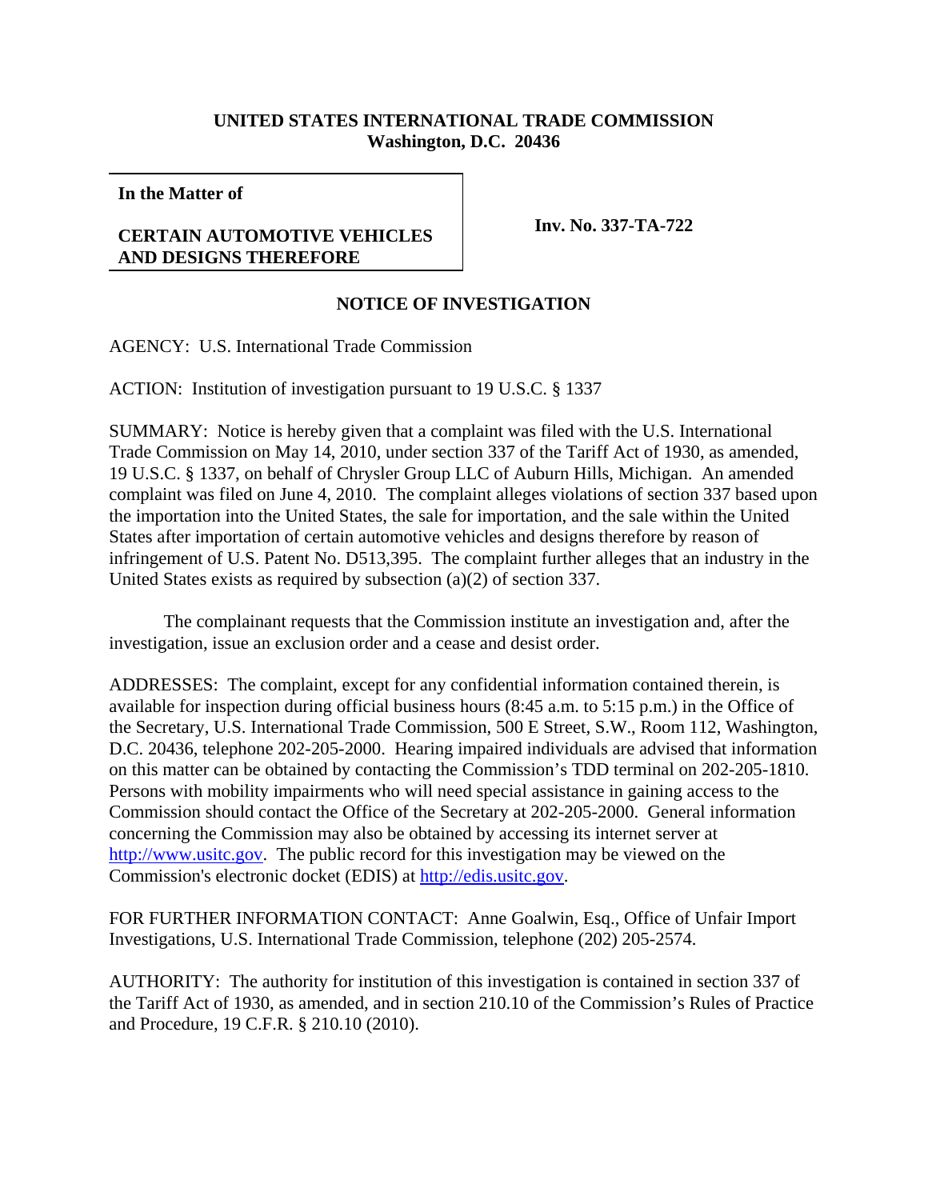**UNITED STATES INTERNATIONAL TRADE COMMISSION**
**Washington, D.C. 20436**

| **In the Matter of**<br><br>**CERTAIN AUTOMOTIVE VEHICLES AND DESIGNS THEREFORE** | **Inv. No. 337-TA-722** |
|---|---|

## NOTICE OF INVESTIGATION

AGENCY: U.S. International Trade Commission

ACTION: Institution of investigation pursuant to 19 U.S.C. § 1337

SUMMARY: Notice is hereby given that a complaint was filed with the U.S. International Trade Commission on May 14, 2010, under section 337 of the Tariff Act of 1930, as amended, 19 U.S.C. § 1337, on behalf of Chrysler Group LLC of Auburn Hills, Michigan. An amended complaint was filed on June 4, 2010. The complaint alleges violations of section 337 based upon the importation into the United States, the sale for importation, and the sale within the United States after importation of certain automotive vehicles and designs therefore by reason of infringement of U.S. Patent No. D513,395. The complaint further alleges that an industry in the United States exists as required by subsection (a)(2) of section 337.

The complainant requests that the Commission institute an investigation and, after the investigation, issue an exclusion order and a cease and desist order.

ADDRESSES: The complaint, except for any confidential information contained therein, is available for inspection during official business hours (8:45 a.m. to 5:15 p.m.) in the Office of the Secretary, U.S. International Trade Commission, 500 E Street, S.W., Room 112, Washington, D.C. 20436, telephone 202-205-2000. Hearing impaired individuals are advised that information on this matter can be obtained by contacting the Commission's TDD terminal on 202-205-1810. Persons with mobility impairments who will need special assistance in gaining access to the Commission should contact the Office of the Secretary at 202-205-2000. General information concerning the Commission may also be obtained by accessing its internet server at http://www.usitc.gov. The public record for this investigation may be viewed on the Commission's electronic docket (EDIS) at http://edis.usitc.gov.

FOR FURTHER INFORMATION CONTACT: Anne Goalwin, Esq., Office of Unfair Import Investigations, U.S. International Trade Commission, telephone (202) 205-2574.

AUTHORITY: The authority for institution of this investigation is contained in section 337 of the Tariff Act of 1930, as amended, and in section 210.10 of the Commission's Rules of Practice and Procedure, 19 C.F.R. § 210.10 (2010).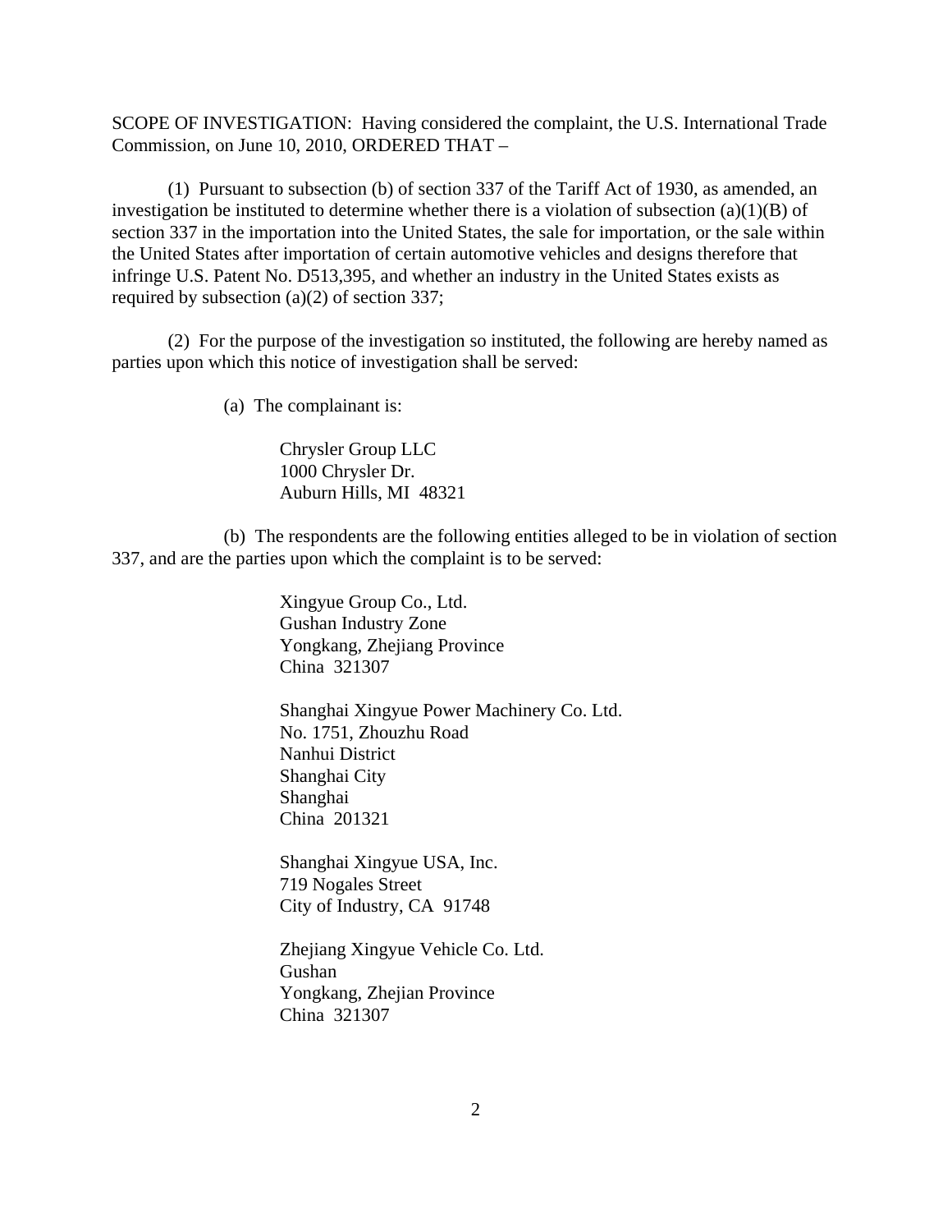SCOPE OF INVESTIGATION: Having considered the complaint, the U.S. International Trade Commission, on June 10, 2010, ORDERED THAT –

(1) Pursuant to subsection (b) of section 337 of the Tariff Act of 1930, as amended, an investigation be instituted to determine whether there is a violation of subsection (a)(1)(B) of section 337 in the importation into the United States, the sale for importation, or the sale within the United States after importation of certain automotive vehicles and designs therefore that infringe U.S. Patent No. D513,395, and whether an industry in the United States exists as required by subsection (a)(2) of section 337;

(2) For the purpose of the investigation so instituted, the following are hereby named as parties upon which this notice of investigation shall be served:

(a) The complainant is:

Chrysler Group LLC
1000 Chrysler Dr.
Auburn Hills, MI 48321

(b) The respondents are the following entities alleged to be in violation of section 337, and are the parties upon which the complaint is to be served:

Xingyue Group Co., Ltd.
Gushan Industry Zone
Yongkang, Zhejiang Province
China 321307

Shanghai Xingyue Power Machinery Co. Ltd.
No. 1751, Zhouzhu Road
Nanhui District
Shanghai City
Shanghai
China 201321

Shanghai Xingyue USA, Inc.
719 Nogales Street
City of Industry, CA 91748

Zhejiang Xingyue Vehicle Co. Ltd.
Gushan
Yongkang, Zhejian Province
China 321307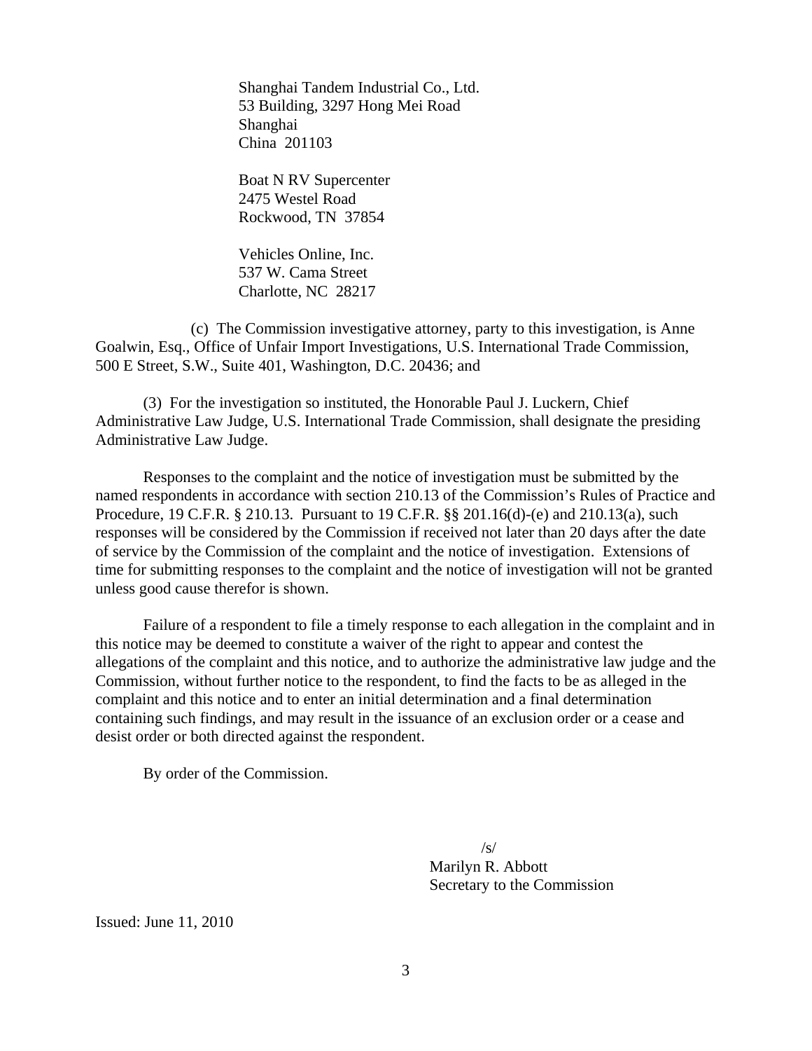Shanghai Tandem Industrial Co., Ltd.
53 Building, 3297 Hong Mei Road
Shanghai
China 201103

Boat N RV Supercenter
2475 Westel Road
Rockwood, TN 37854

Vehicles Online, Inc.
537 W. Cama Street
Charlotte, NC 28217

(c) The Commission investigative attorney, party to this investigation, is Anne Goalwin, Esq., Office of Unfair Import Investigations, U.S. International Trade Commission, 500 E Street, S.W., Suite 401, Washington, D.C. 20436; and

(3) For the investigation so instituted, the Honorable Paul J. Luckern, Chief Administrative Law Judge, U.S. International Trade Commission, shall designate the presiding Administrative Law Judge.

Responses to the complaint and the notice of investigation must be submitted by the named respondents in accordance with section 210.13 of the Commission's Rules of Practice and Procedure, 19 C.F.R. § 210.13. Pursuant to 19 C.F.R. §§ 201.16(d)-(e) and 210.13(a), such responses will be considered by the Commission if received not later than 20 days after the date of service by the Commission of the complaint and the notice of investigation. Extensions of time for submitting responses to the complaint and the notice of investigation will not be granted unless good cause therefor is shown.

Failure of a respondent to file a timely response to each allegation in the complaint and in this notice may be deemed to constitute a waiver of the right to appear and contest the allegations of the complaint and this notice, and to authorize the administrative law judge and the Commission, without further notice to the respondent, to find the facts to be as alleged in the complaint and this notice and to enter an initial determination and a final determination containing such findings, and may result in the issuance of an exclusion order or a cease and desist order or both directed against the respondent.

By order of the Commission.

/s/
Marilyn R. Abbott
Secretary to the Commission

Issued: June 11, 2010